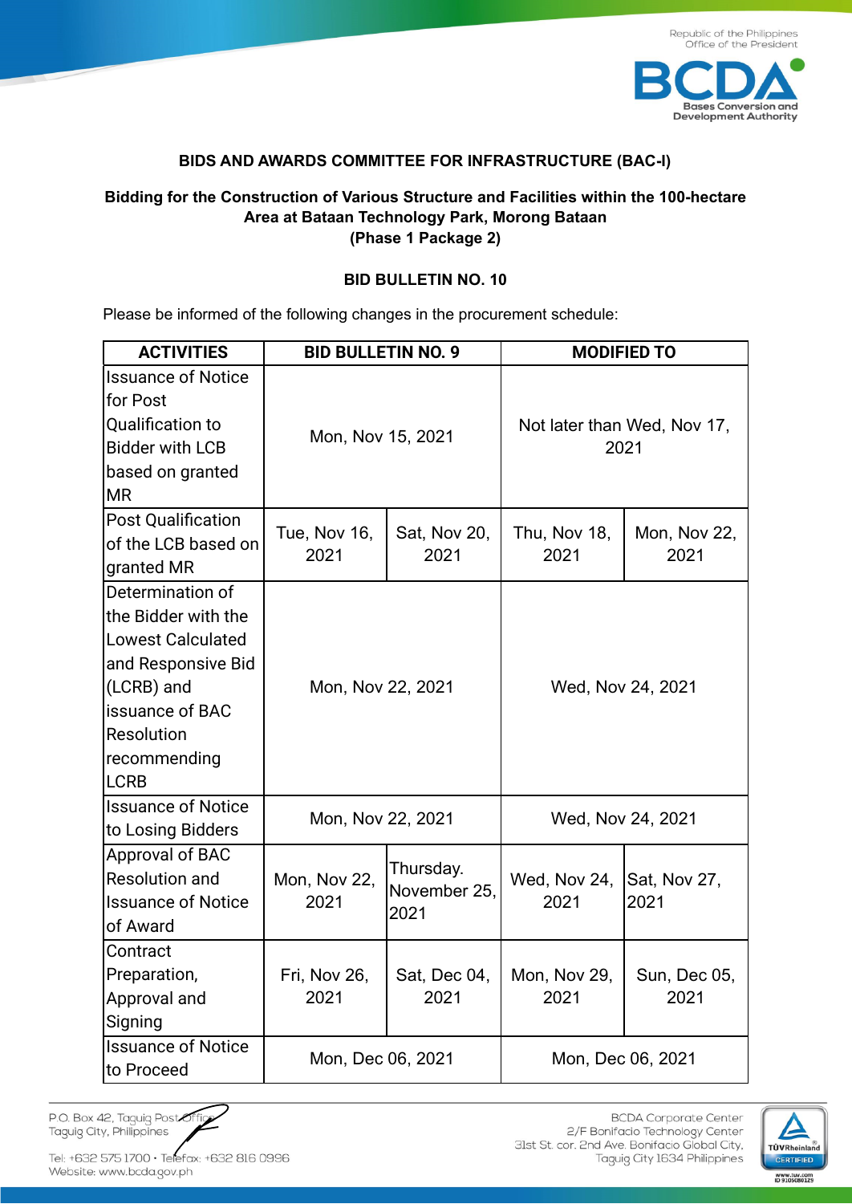### BIDS AND AWARDS COMMITTEE FOR INFRASTRUCTURE (BAC-I)

**Bidding for the Construction of Various Structure and Facilities within the 100-hectare Area at Bataan Technology Park, Morong Bataan (Phase 1 Package 2)**

**BID BULLETIN NO. 10**

Please be informed of the following changes in the procurement schedule:

| ACTIVITIES | BID BULLETIN NO. 9 | | MODIFIED TO | |
|---|---|---|---|---|
| Issuance of Notice for Post Qualification to Bidder with LCB based on granted MR | Mon, Nov 15, 2021 | | Not later than Wed, Nov 17, 2021 | |
| Post Qualification of the LCB based on granted MR | Tue, Nov 16, 2021 | Sat, Nov 20, 2021 | Thu, Nov 18, 2021 | Mon, Nov 22, 2021 |
| Determination of the Bidder with the Lowest Calculated and Responsive Bid (LCRB) and issuance of BAC Resolution recommending LCRB | Mon, Nov 22, 2021 | | Wed, Nov 24, 2021 | |
| Issuance of Notice to Losing Bidders | Mon, Nov 22, 2021 | | Wed, Nov 24, 2021 | |
| Approval of BAC Resolution and Issuance of Notice of Award | Mon, Nov 22, 2021 | Thursday. November 25, 2021 | Wed, Nov 24, 2021 | Sat, Nov 27, 2021 |
| Contract Preparation, Approval and Signing | Fri, Nov 26, 2021 | Sat, Dec 04, 2021 | Mon, Nov 29, 2021 | Sun, Dec 05, 2021 |
| Issuance of Notice to Proceed | Mon, Dec 06, 2021 | | Mon, Dec 06, 2021 | |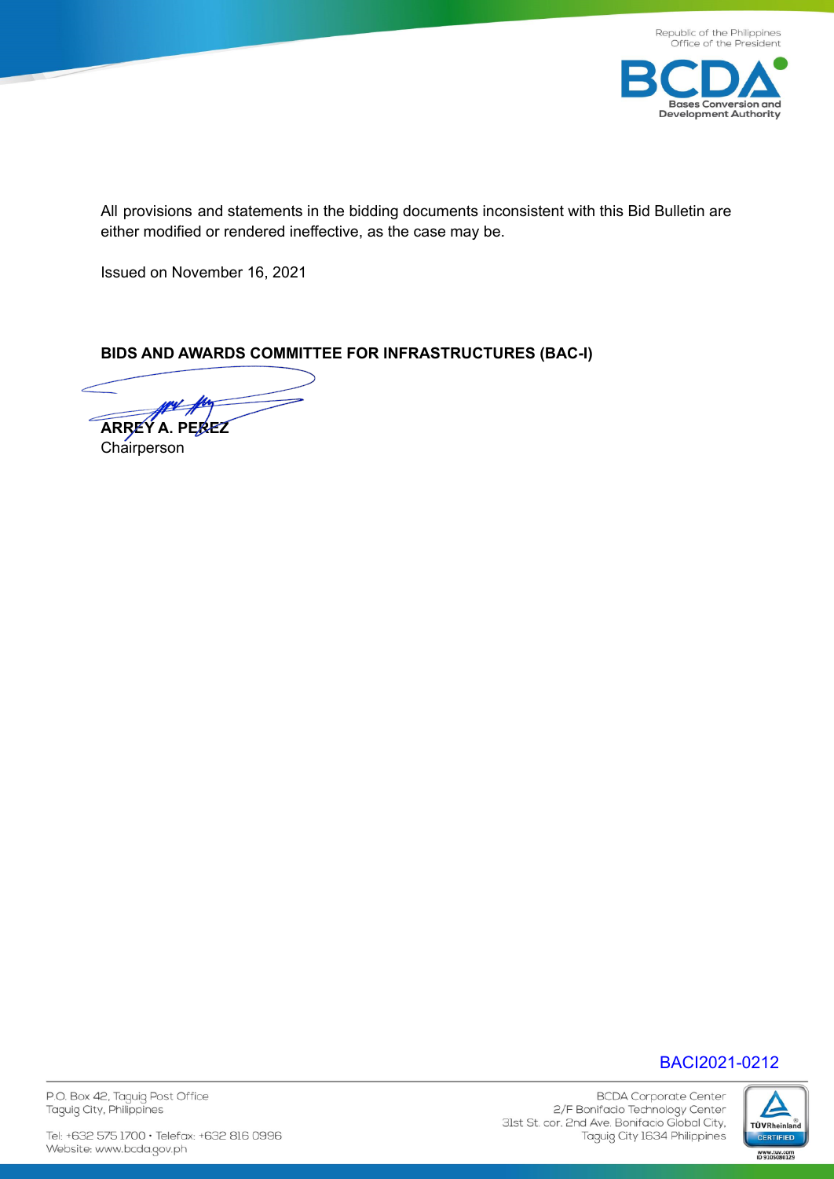All provisions and statements in the bidding documents inconsistent with this Bid Bulletin are either modified or rendered ineffective, as the case may be.

Issued on November 16, 2021

**BIDS AND AWARDS COMMITTEE FOR INFRASTRUCTURES (BAC-I)**

**ARREY A. PEREZ**
Chairperson

BACI2021-0212